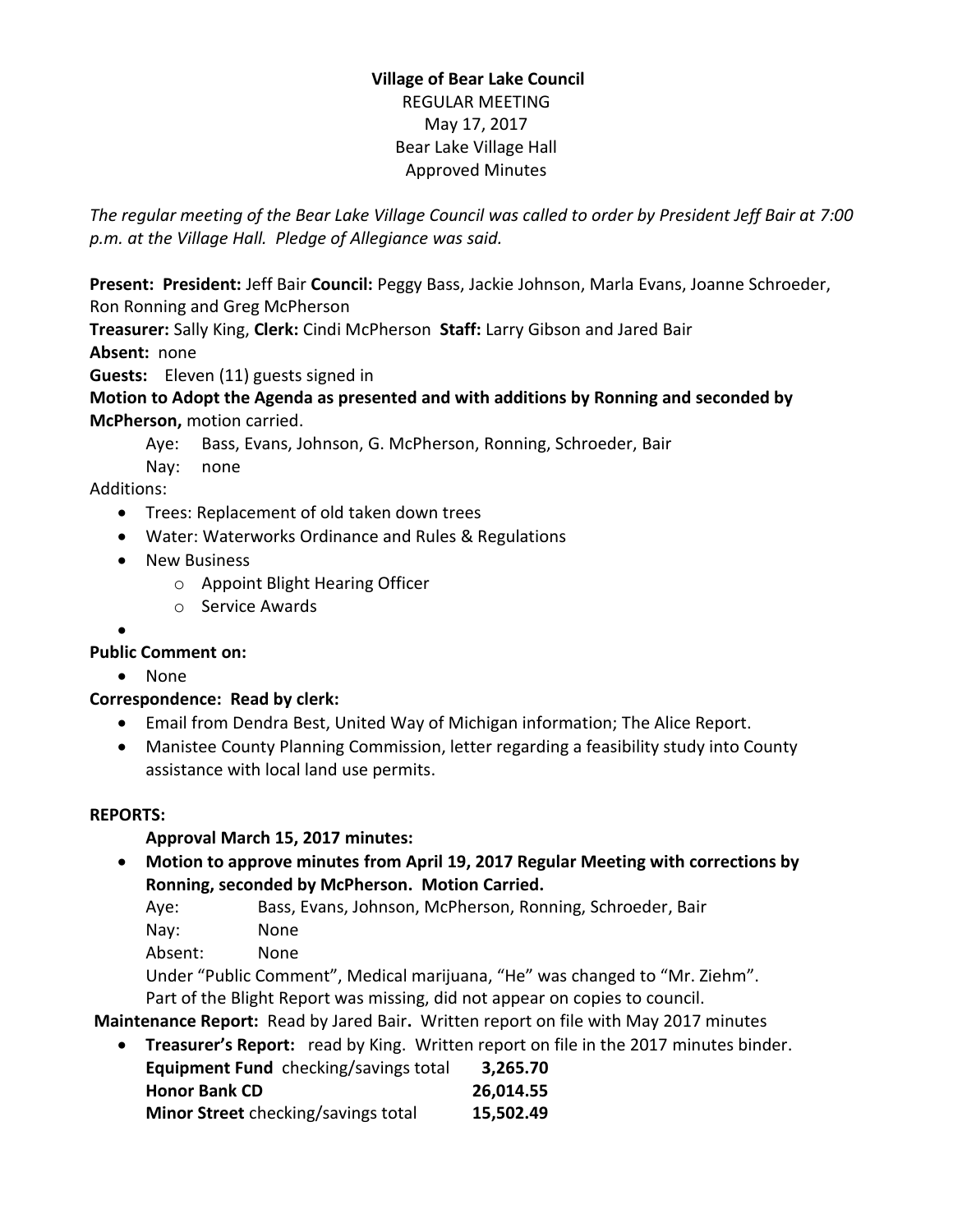**Village of Bear Lake Council**
REGULAR MEETING
May 17, 2017
Bear Lake Village Hall
Approved Minutes

*The regular meeting of the Bear Lake Village Council was called to order by President Jeff Bair at 7:00 p.m. at the Village Hall. Pledge of Allegiance was said.*

**Present: President:** Jeff Bair **Council:** Peggy Bass, Jackie Johnson, Marla Evans, Joanne Schroeder, Ron Ronning and Greg McPherson
**Treasurer:** Sally King, **Clerk:** Cindi McPherson **Staff:** Larry Gibson and Jared Bair
**Absent:** none
**Guests:** Eleven (11) guests signed in
**Motion to Adopt the Agenda as presented and with additions by Ronning and seconded by McPherson,** motion carried.

Aye: Bass, Evans, Johnson, G. McPherson, Ronning, Schroeder, Bair
Nay: none

Additions:

- Trees: Replacement of old taken down trees
- Water: Waterworks Ordinance and Rules & Regulations
- New Business
  - Appoint Blight Hearing Officer
  - Service Awards
-

**Public Comment on:**

- None

**Correspondence: Read by clerk:**

- Email from Dendra Best, United Way of Michigan information; The Alice Report.
- Manistee County Planning Commission, letter regarding a feasibility study into County assistance with local land use permits.

**REPORTS:**

**Approval March 15, 2017 minutes:**

- **Motion to approve minutes from April 19, 2017 Regular Meeting with corrections by Ronning, seconded by McPherson. Motion Carried.**

  Aye: Bass, Evans, Johnson, McPherson, Ronning, Schroeder, Bair
  Nay: None
  Absent: None
  Under "Public Comment", Medical marijuana, "He" was changed to "Mr. Ziehm".
  Part of the Blight Report was missing, did not appear on copies to council.

**Maintenance Report:** Read by Jared Bair**.** Written report on file with May 2017 minutes

- **Treasurer's Report:** read by King. Written report on file in the 2017 minutes binder.

| | |
|---|---|
| **Equipment Fund** checking/savings total | **3,265.70** |
| **Honor Bank CD** | **26,014.55** |
| **Minor Street** checking/savings total | **15,502.49** |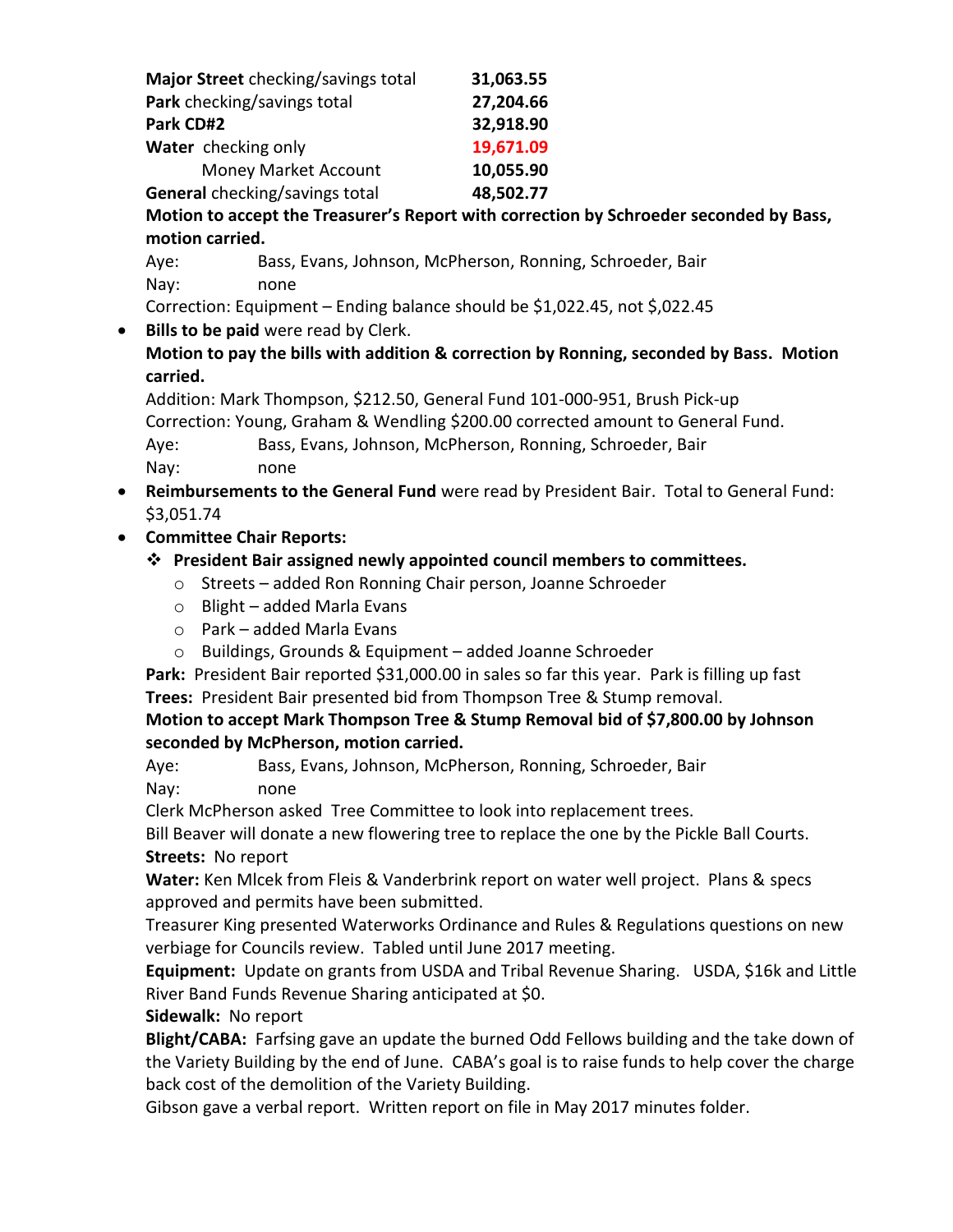| | |
|---|---|
| **Major Street** checking/savings total | **31,063.55** |
| **Park** checking/savings total | **27,204.66** |
| **Park CD#2** | **32,918.90** |
| **Water** checking only | **19,671.09** |
| Money Market Account | **10,055.90** |
| **General** checking/savings total | **48,502.77** |

**Motion to accept the Treasurer's Report with correction by Schroeder seconded by Bass, motion carried.**

Aye: Bass, Evans, Johnson, McPherson, Ronning, Schroeder, Bair
Nay: none

Correction: Equipment – Ending balance should be $1,022.45, not $,022.45

- **Bills to be paid** were read by Clerk.

  **Motion to pay the bills with addition & correction by Ronning, seconded by Bass. Motion carried.**

  Addition: Mark Thompson, $212.50, General Fund 101-000-951, Brush Pick-up
  Correction: Young, Graham & Wendling $200.00 corrected amount to General Fund.

  Aye: Bass, Evans, Johnson, McPherson, Ronning, Schroeder, Bair
  Nay: none

- **Reimbursements to the General Fund** were read by President Bair. Total to General Fund: $3,051.74
- **Committee Chair Reports:**
  - **President Bair assigned newly appointed council members to committees.**
    - Streets – added Ron Ronning Chair person, Joanne Schroeder
    - Blight – added Marla Evans
    - Park – added Marla Evans
    - Buildings, Grounds & Equipment – added Joanne Schroeder

  **Park:** President Bair reported $31,000.00 in sales so far this year. Park is filling up fast

  **Trees:** President Bair presented bid from Thompson Tree & Stump removal.

  **Motion to accept Mark Thompson Tree & Stump Removal bid of $7,800.00 by Johnson seconded by McPherson, motion carried.**

  Aye: Bass, Evans, Johnson, McPherson, Ronning, Schroeder, Bair
  Nay: none

  Clerk McPherson asked Tree Committee to look into replacement trees.

  Bill Beaver will donate a new flowering tree to replace the one by the Pickle Ball Courts.

  **Streets:** No report

  **Water:** Ken Mlcek from Fleis & Vanderbrink report on water well project. Plans & specs approved and permits have been submitted.

  Treasurer King presented Waterworks Ordinance and Rules & Regulations questions on new verbiage for Councils review. Tabled until June 2017 meeting.

  **Equipment:** Update on grants from USDA and Tribal Revenue Sharing. USDA, $16k and Little River Band Funds Revenue Sharing anticipated at $0.

  **Sidewalk:** No report

  **Blight/CABA:** Farfsing gave an update the burned Odd Fellows building and the take down of the Variety Building by the end of June. CABA's goal is to raise funds to help cover the charge back cost of the demolition of the Variety Building.

  Gibson gave a verbal report. Written report on file in May 2017 minutes folder.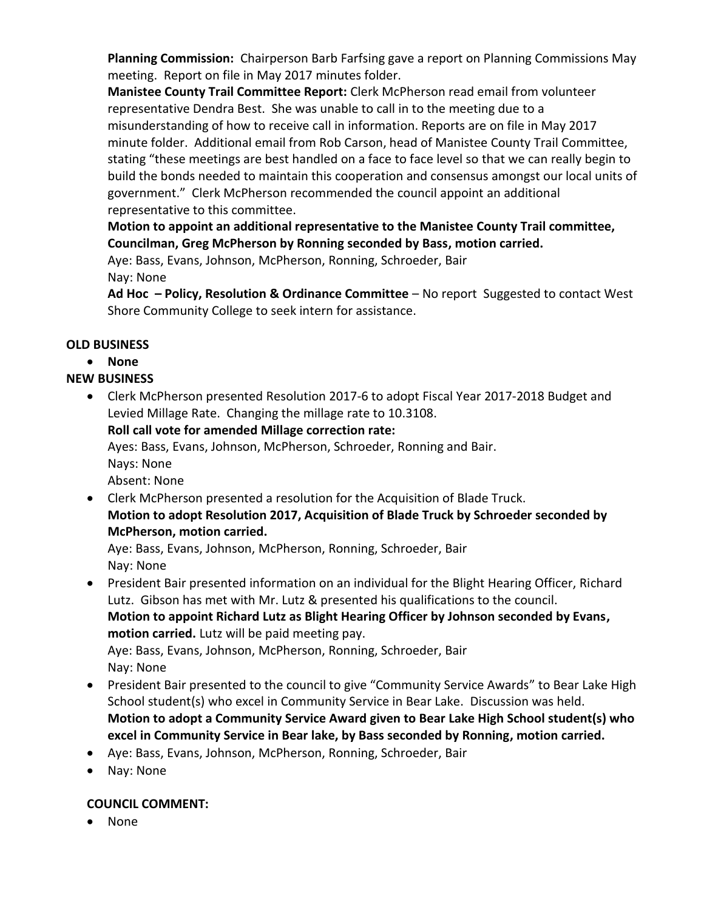**Planning Commission:** Chairperson Barb Farfsing gave a report on Planning Commissions May meeting. Report on file in May 2017 minutes folder.

**Manistee County Trail Committee Report:** Clerk McPherson read email from volunteer representative Dendra Best. She was unable to call in to the meeting due to a misunderstanding of how to receive call in information. Reports are on file in May 2017 minute folder. Additional email from Rob Carson, head of Manistee County Trail Committee, stating "these meetings are best handled on a face to face level so that we can really begin to build the bonds needed to maintain this cooperation and consensus amongst our local units of government." Clerk McPherson recommended the council appoint an additional representative to this committee.

**Motion to appoint an additional representative to the Manistee County Trail committee, Councilman, Greg McPherson by Ronning seconded by Bass, motion carried.**

Aye: Bass, Evans, Johnson, McPherson, Ronning, Schroeder, Bair
Nay: None

**Ad Hoc – Policy, Resolution & Ordinance Committee** – No report Suggested to contact West Shore Community College to seek intern for assistance.

**OLD BUSINESS**

- **None**

**NEW BUSINESS**

- Clerk McPherson presented Resolution 2017-6 to adopt Fiscal Year 2017-2018 Budget and Levied Millage Rate. Changing the millage rate to 10.3108.
  **Roll call vote for amended Millage correction rate:**
  Ayes: Bass, Evans, Johnson, McPherson, Schroeder, Ronning and Bair.
  Nays: None
  Absent: None
- Clerk McPherson presented a resolution for the Acquisition of Blade Truck.
  **Motion to adopt Resolution 2017, Acquisition of Blade Truck by Schroeder seconded by McPherson, motion carried.**
  Aye: Bass, Evans, Johnson, McPherson, Ronning, Schroeder, Bair
  Nay: None
- President Bair presented information on an individual for the Blight Hearing Officer, Richard Lutz. Gibson has met with Mr. Lutz & presented his qualifications to the council.
  **Motion to appoint Richard Lutz as Blight Hearing Officer by Johnson seconded by Evans, motion carried.** Lutz will be paid meeting pay.
  Aye: Bass, Evans, Johnson, McPherson, Ronning, Schroeder, Bair
  Nay: None
- President Bair presented to the council to give "Community Service Awards" to Bear Lake High School student(s) who excel in Community Service in Bear Lake. Discussion was held.
  **Motion to adopt a Community Service Award given to Bear Lake High School student(s) who excel in Community Service in Bear lake, by Bass seconded by Ronning, motion carried.**
- Aye: Bass, Evans, Johnson, McPherson, Ronning, Schroeder, Bair
- Nay: None

**COUNCIL COMMENT:**

- None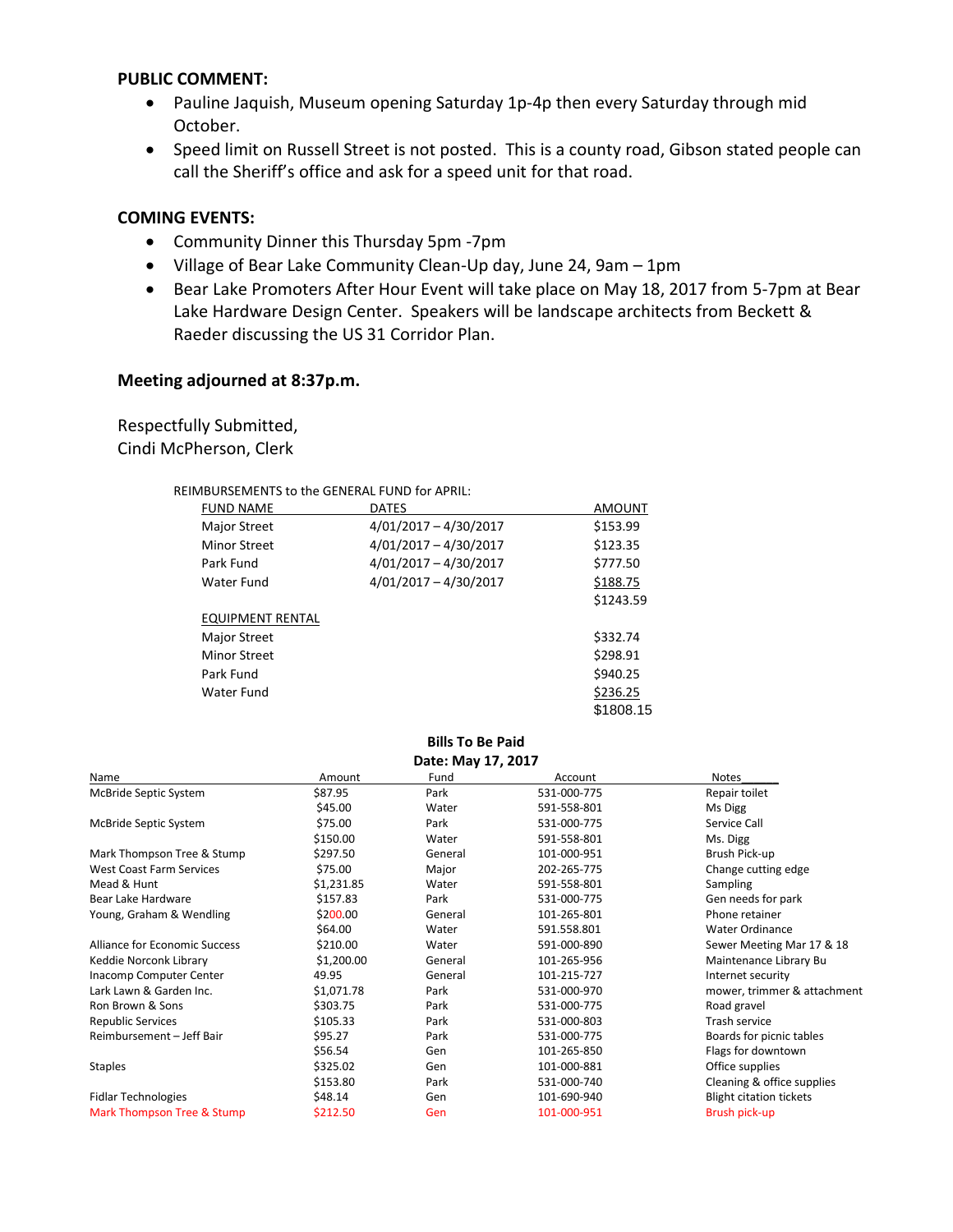**PUBLIC COMMENT:**

- Pauline Jaquish, Museum opening Saturday 1p-4p then every Saturday through mid October.
- Speed limit on Russell Street is not posted. This is a county road, Gibson stated people can call the Sheriff's office and ask for a speed unit for that road.

**COMING EVENTS:**

- Community Dinner this Thursday 5pm -7pm
- Village of Bear Lake Community Clean-Up day, June 24, 9am – 1pm
- Bear Lake Promoters After Hour Event will take place on May 18, 2017 from 5-7pm at Bear Lake Hardware Design Center. Speakers will be landscape architects from Beckett & Raeder discussing the US 31 Corridor Plan.

**Meeting adjourned at 8:37p.m.**

Respectfully Submitted,
Cindi McPherson, Clerk

REIMBURSEMENTS to the GENERAL FUND for APRIL:

| FUND NAME | DATES | AMOUNT |
|---|---|---|
| Major Street | 4/01/2017 – 4/30/2017 | $153.99 |
| Minor Street | 4/01/2017 – 4/30/2017 | $123.35 |
| Park Fund | 4/01/2017 – 4/30/2017 | $777.50 |
| Water Fund | 4/01/2017 – 4/30/2017 | $188.75 |
| | | $1243.59 |
| EQUIPMENT RENTAL | | |
| Major Street | | $332.74 |
| Minor Street | | $298.91 |
| Park Fund | | $940.25 |
| Water Fund | | $236.25 |
| | | $1808.15 |

**Bills To Be Paid**
**Date: May 17, 2017**

| Name | Amount | Fund | Account | Notes |
|---|---|---|---|---|
| McBride Septic System | $87.95 | Park | 531-000-775 | Repair toilet |
| | $45.00 | Water | 591-558-801 | Ms Digg |
| McBride Septic System | $75.00 | Park | 531-000-775 | Service Call |
| | $150.00 | Water | 591-558-801 | Ms. Digg |
| Mark Thompson Tree & Stump | $297.50 | General | 101-000-951 | Brush Pick-up |
| West Coast Farm Services | $75.00 | Major | 202-265-775 | Change cutting edge |
| Mead & Hunt | $1,231.85 | Water | 591-558-801 | Sampling |
| Bear Lake Hardware | $157.83 | Park | 531-000-775 | Gen needs for park |
| Young, Graham & Wendling | $200.00 | General | 101-265-801 | Phone retainer |
| | $64.00 | Water | 591.558.801 | Water Ordinance |
| Alliance for Economic Success | $210.00 | Water | 591-000-890 | Sewer Meeting Mar 17 & 18 |
| Keddie Norconk Library | $1,200.00 | General | 101-265-956 | Maintenance Library Bu |
| Inacomp Computer Center | 49.95 | General | 101-215-727 | Internet security |
| Lark Lawn & Garden Inc. | $1,071.78 | Park | 531-000-970 | mower, trimmer & attachment |
| Ron Brown & Sons | $303.75 | Park | 531-000-775 | Road gravel |
| Republic Services | $105.33 | Park | 531-000-803 | Trash service |
| Reimbursement – Jeff Bair | $95.27 | Park | 531-000-775 | Boards for picnic tables |
| | $56.54 | Gen | 101-265-850 | Flags for downtown |
| Staples | $325.02 | Gen | 101-000-881 | Office supplies |
| | $153.80 | Park | 531-000-740 | Cleaning & office supplies |
| Fidlar Technologies | $48.14 | Gen | 101-690-940 | Blight citation tickets |
| Mark Thompson Tree & Stump | $212.50 | Gen | 101-000-951 | Brush pick-up |